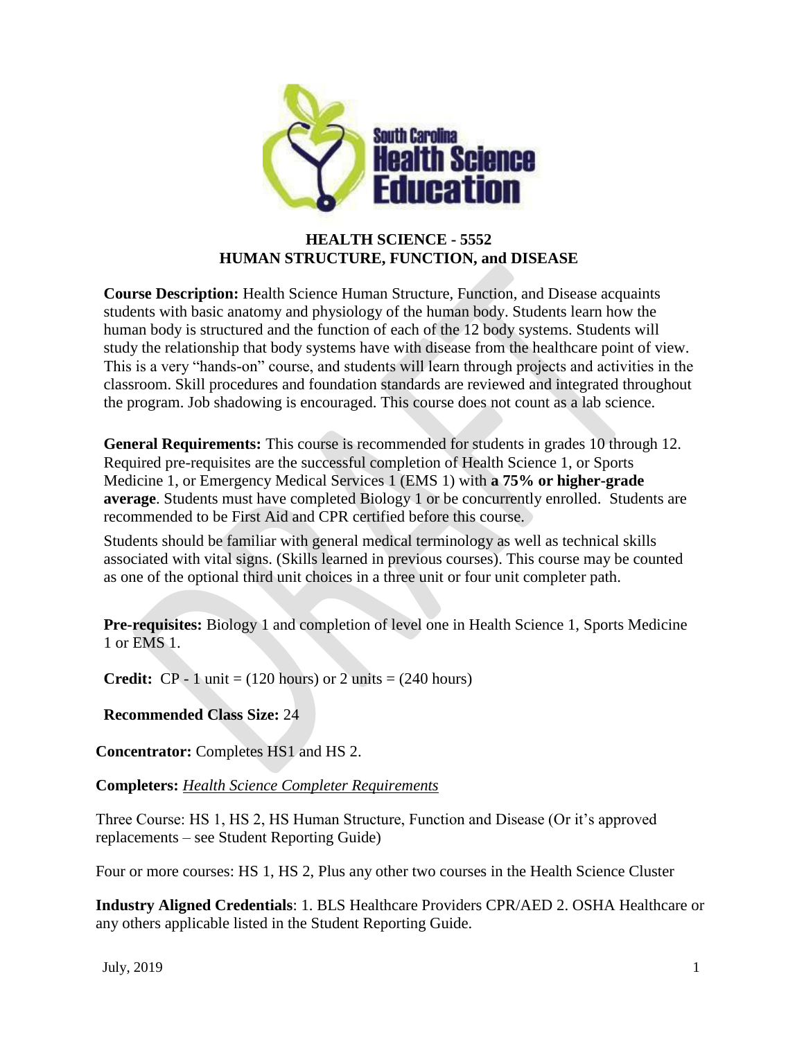# HEALTH SCIENCE - 5552
## HUMAN STRUCTURE, FUNCTION, and DISEASE

**Course Description:** Health Science Human Structure, Function, and Disease acquaints students with basic anatomy and physiology of the human body. Students learn how the human body is structured and the function of each of the 12 body systems. Students will study the relationship that body systems have with disease from the healthcare point of view. This is a very "hands-on" course, and students will learn through projects and activities in the classroom. Skill procedures and foundation standards are reviewed and integrated throughout the program. Job shadowing is encouraged. This course does not count as a lab science.

**General Requirements:** This course is recommended for students in grades 10 through 12. Required pre-requisites are the successful completion of Health Science 1, or Sports Medicine 1, or Emergency Medical Services 1 (EMS 1) with **a 75% or higher-grade average**. Students must have completed Biology 1 or be concurrently enrolled. Students are recommended to be First Aid and CPR certified before this course.

Students should be familiar with general medical terminology as well as technical skills associated with vital signs. (Skills learned in previous courses). This course may be counted as one of the optional third unit choices in a three unit or four unit completer path.

**Pre-requisites:** Biology 1 and completion of level one in Health Science 1, Sports Medicine 1 or EMS 1.

**Credit:** CP - 1 unit = (120 hours) or 2 units = (240 hours)

**Recommended Class Size:** 24

**Concentrator:** Completes HS1 and HS 2.

**Completers:** *Health Science Completer Requirements*

Three Course: HS 1, HS 2, HS Human Structure, Function and Disease (Or it's approved replacements – see Student Reporting Guide)

Four or more courses: HS 1, HS 2, Plus any other two courses in the Health Science Cluster

**Industry Aligned Credentials**: 1. BLS Healthcare Providers CPR/AED 2. OSHA Healthcare or any others applicable listed in the Student Reporting Guide.

July, 2019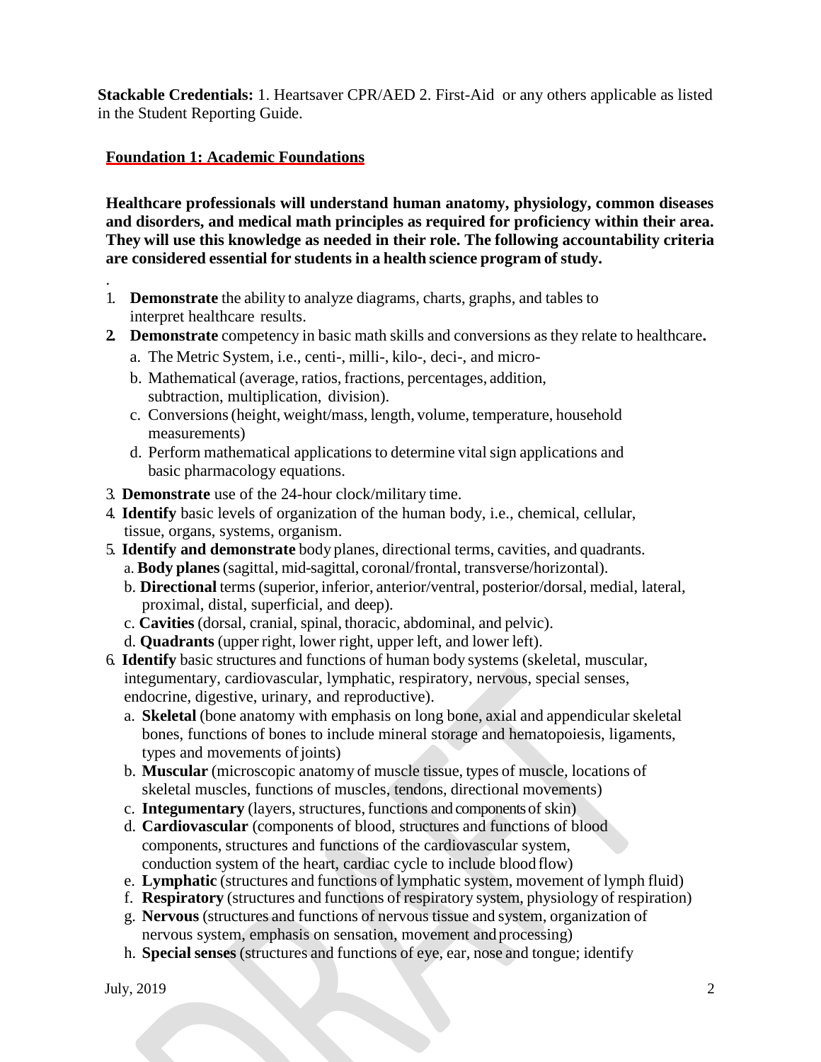**Stackable Credentials:** 1. Heartsaver CPR/AED 2. First-Aid or any others applicable as listed in the Student Reporting Guide.

## Foundation 1: Academic Foundations

**Healthcare professionals will understand human anatomy, physiology, common diseases and disorders, and medical math principles as required for proficiency within their area. They will use this knowledge as needed in their role. The following accountability criteria are considered essential for students in a health science program of study.**

.

1. **Demonstrate** the ability to analyze diagrams, charts, graphs, and tables to interpret healthcare results.
2. **Demonstrate** competency in basic math skills and conversions as they relate to healthcare**.**
   a. The Metric System, i.e., centi-, milli-, kilo-, deci-, and micro-
   b. Mathematical (average, ratios, fractions, percentages, addition, subtraction, multiplication, division).
   c. Conversions (height, weight/mass, length, volume, temperature, household measurements)
   d. Perform mathematical applications to determine vital sign applications and basic pharmacology equations.
3. **Demonstrate** use of the 24-hour clock/military time.
4. **Identify** basic levels of organization of the human body, i.e., chemical, cellular, tissue, organs, systems, organism.
5. **Identify and demonstrate** body planes, directional terms, cavities, and quadrants.
   a. **Body planes** (sagittal, mid-sagittal, coronal/frontal, transverse/horizontal).
   b. **Directional** terms (superior, inferior, anterior/ventral, posterior/dorsal, medial, lateral, proximal, distal, superficial, and deep).
   c. **Cavities** (dorsal, cranial, spinal, thoracic, abdominal, and pelvic).
   d. **Quadrants** (upper right, lower right, upper left, and lower left).
6. **Identify** basic structures and functions of human body systems (skeletal, muscular, integumentary, cardiovascular, lymphatic, respiratory, nervous, special senses, endocrine, digestive, urinary, and reproductive).
   a. **Skeletal** (bone anatomy with emphasis on long bone, axial and appendicular skeletal bones, functions of bones to include mineral storage and hematopoiesis, ligaments, types and movements of joints)
   b. **Muscular** (microscopic anatomy of muscle tissue, types of muscle, locations of skeletal muscles, functions of muscles, tendons, directional movements)
   c. **Integumentary** (layers, structures, functions and components of skin)
   d. **Cardiovascular** (components of blood, structures and functions of blood components, structures and functions of the cardiovascular system, conduction system of the heart, cardiac cycle to include blood flow)
   e. **Lymphatic** (structures and functions of lymphatic system, movement of lymph fluid)
   f. **Respiratory** (structures and functions of respiratory system, physiology of respiration)
   g. **Nervous** (structures and functions of nervous tissue and system, organization of nervous system, emphasis on sensation, movement and processing)
   h. **Special senses** (structures and functions of eye, ear, nose and tongue; identify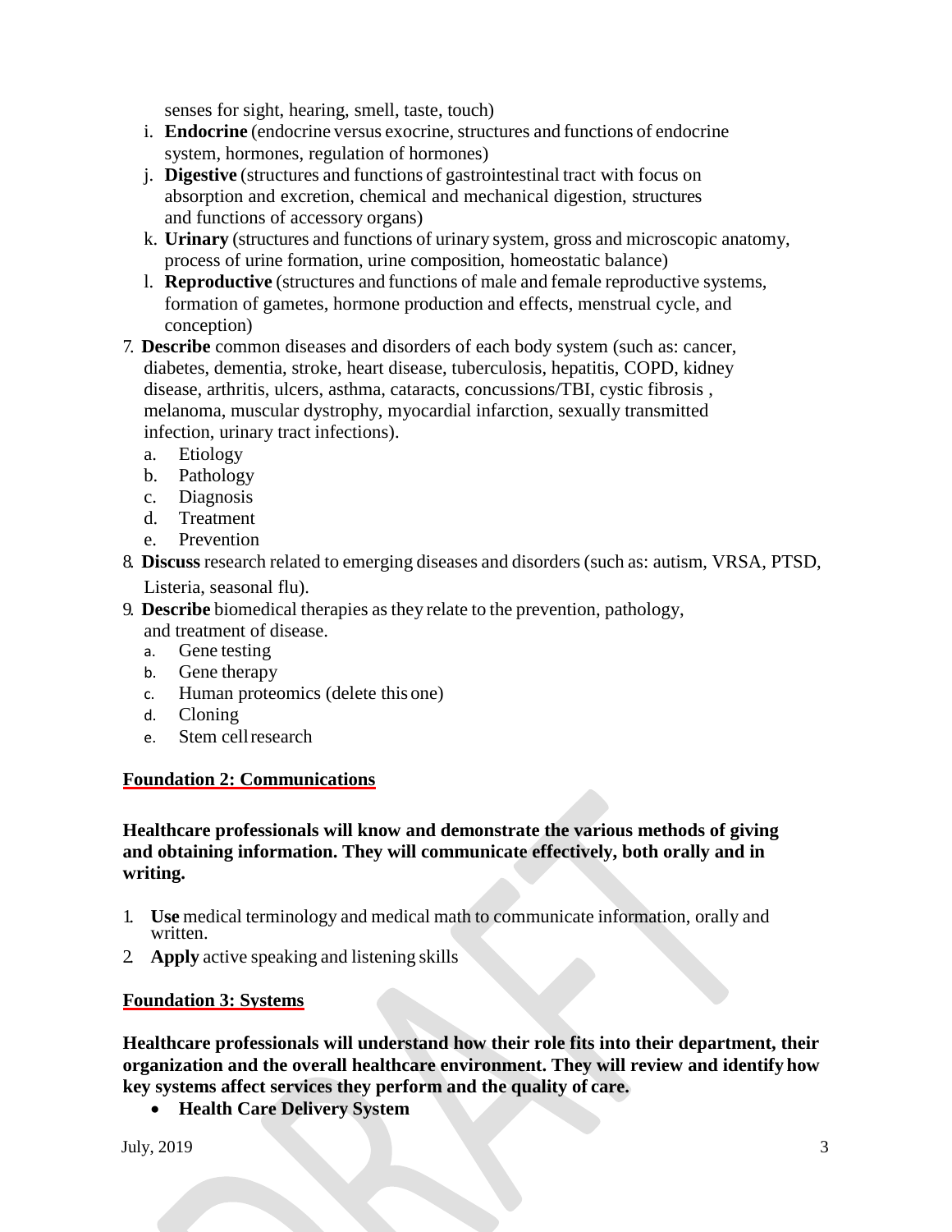senses for sight, hearing, smell, taste, touch)

   i. **Endocrine** (endocrine versus exocrine, structures and functions of endocrine system, hormones, regulation of hormones)
   j. **Digestive** (structures and functions of gastrointestinal tract with focus on absorption and excretion, chemical and mechanical digestion, structures and functions of accessory organs)
   k. **Urinary** (structures and functions of urinary system, gross and microscopic anatomy, process of urine formation, urine composition, homeostatic balance)
   l. **Reproductive** (structures and functions of male and female reproductive systems, formation of gametes, hormone production and effects, menstrual cycle, and conception)

7. **Describe** common diseases and disorders of each body system (such as: cancer, diabetes, dementia, stroke, heart disease, tuberculosis, hepatitis, COPD, kidney disease, arthritis, ulcers, asthma, cataracts, concussions/TBI, cystic fibrosis , melanoma, muscular dystrophy, myocardial infarction, sexually transmitted infection, urinary tract infections).
   a. Etiology
   b. Pathology
   c. Diagnosis
   d. Treatment
   e. Prevention
8. **Discuss** research related to emerging diseases and disorders (such as: autism, VRSA, PTSD, Listeria, seasonal flu).
9. **Describe** biomedical therapies as they relate to the prevention, pathology, and treatment of disease.
   a. Gene testing
   b. Gene therapy
   c. Human proteomics (delete this one)
   d. Cloning
   e. Stem cell research

## Foundation 2: Communications

**Healthcare professionals will know and demonstrate the various methods of giving and obtaining information. They will communicate effectively, both orally and in writing.**

1. **Use** medical terminology and medical math to communicate information, orally and written.
2. **Apply** active speaking and listening skills

## Foundation 3: Systems

**Healthcare professionals will understand how their role fits into their department, their organization and the overall healthcare environment. They will review and identify how key systems affect services they perform and the quality of care.**

- **Health Care Delivery System**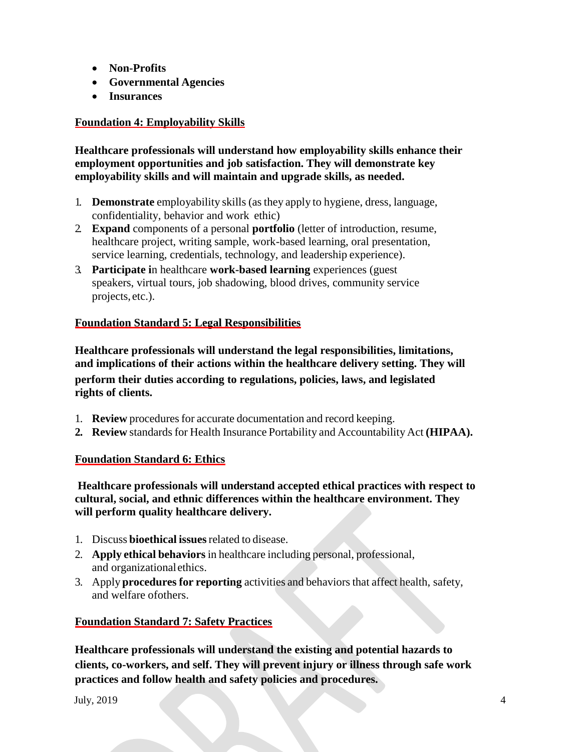- **Non-Profits**
- **Governmental Agencies**
- **Insurances**

## Foundation 4: Employability Skills

**Healthcare professionals will understand how employability skills enhance their employment opportunities and job satisfaction. They will demonstrate key employability skills and will maintain and upgrade skills, as needed.**

1. **Demonstrate** employability skills (as they apply to hygiene, dress, language, confidentiality, behavior and work ethic)
2. **Expand** components of a personal **portfolio** (letter of introduction, resume, healthcare project, writing sample, work-based learning, oral presentation, service learning, credentials, technology, and leadership experience).
3. **Participate i**n healthcare **work-based learning** experiences (guest speakers, virtual tours, job shadowing, blood drives, community service projects, etc.).

## Foundation Standard 5: Legal Responsibilities

**Healthcare professionals will understand the legal responsibilities, limitations, and implications of their actions within the healthcare delivery setting. They will perform their duties according to regulations, policies, laws, and legislated rights of clients.**

1. **Review** procedures for accurate documentation and record keeping.
2. **Review** standards for Health Insurance Portability and Accountability Act **(HIPAA).**

## Foundation Standard 6: Ethics

**Healthcare professionals will understand accepted ethical practices with respect to cultural, social, and ethnic differences within the healthcare environment. They will perform quality healthcare delivery.**

1. Discuss **bioethical issues** related to disease.
2. **Apply ethical behaviors** in healthcare including personal, professional, and organizational ethics.
3. Apply **procedures for reporting** activities and behaviors that affect health, safety, and welfare ofothers.

## Foundation Standard 7: Safety Practices

**Healthcare professionals will understand the existing and potential hazards to clients, co-workers, and self. They will prevent injury or illness through safe work practices and follow health and safety policies and procedures.**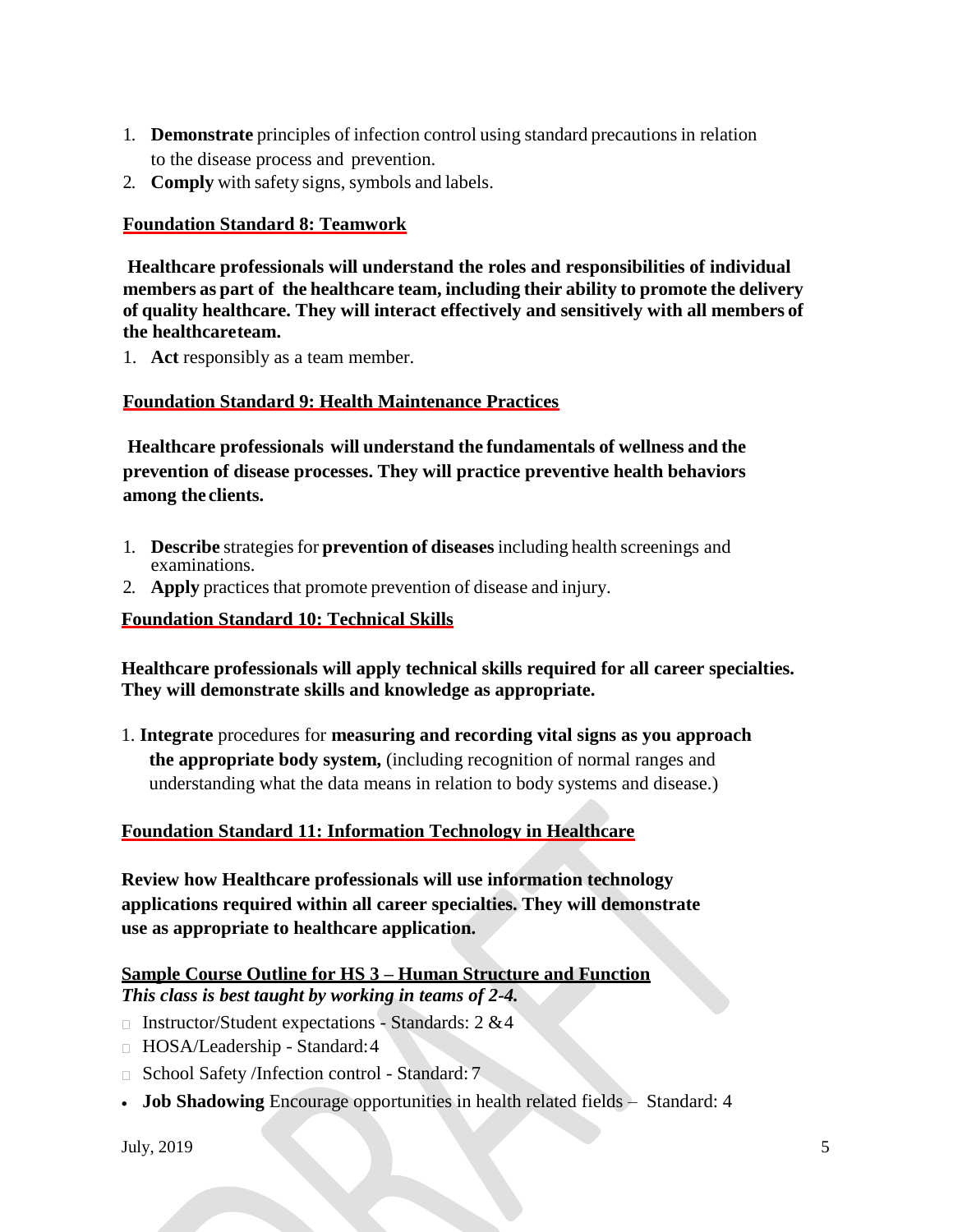1. **Demonstrate** principles of infection control using standard precautions in relation to the disease process and prevention.
2. **Comply** with safety signs, symbols and labels.

**Foundation Standard 8: Teamwork**

**Healthcare professionals will understand the roles and responsibilities of individual members as part of the healthcare team, including their ability to promote the delivery of quality healthcare. They will interact effectively and sensitively with all members of the healthcare team.**

1. **Act** responsibly as a team member.

**Foundation Standard 9: Health Maintenance Practices**

**Healthcare professionals will understand the fundamentals of wellness and the prevention of disease processes. They will practice preventive health behaviors among the clients.**

1. **Describe** strategies for **prevention of diseases** including health screenings and examinations.
2. **Apply** practices that promote prevention of disease and injury.

**Foundation Standard 10: Technical Skills**

**Healthcare professionals will apply technical skills required for all career specialties. They will demonstrate skills and knowledge as appropriate.**

1. **Integrate** procedures for **measuring and recording vital signs as you approach the appropriate body system,** (including recognition of normal ranges and understanding what the data means in relation to body systems and disease.)

**Foundation Standard 11: Information Technology in Healthcare**

**Review how Healthcare professionals will use information technology applications required within all career specialties. They will demonstrate use as appropriate to healthcare application.**

**Sample Course Outline for HS 3 – Human Structure and Function**
***This class is best taught by working in teams of 2-4.***

- Instructor/Student expectations - Standards: 2 & 4
- HOSA/Leadership - Standard: 4
- School Safety /Infection control - Standard: 7
- **Job Shadowing** Encourage opportunities in health related fields – Standard: 4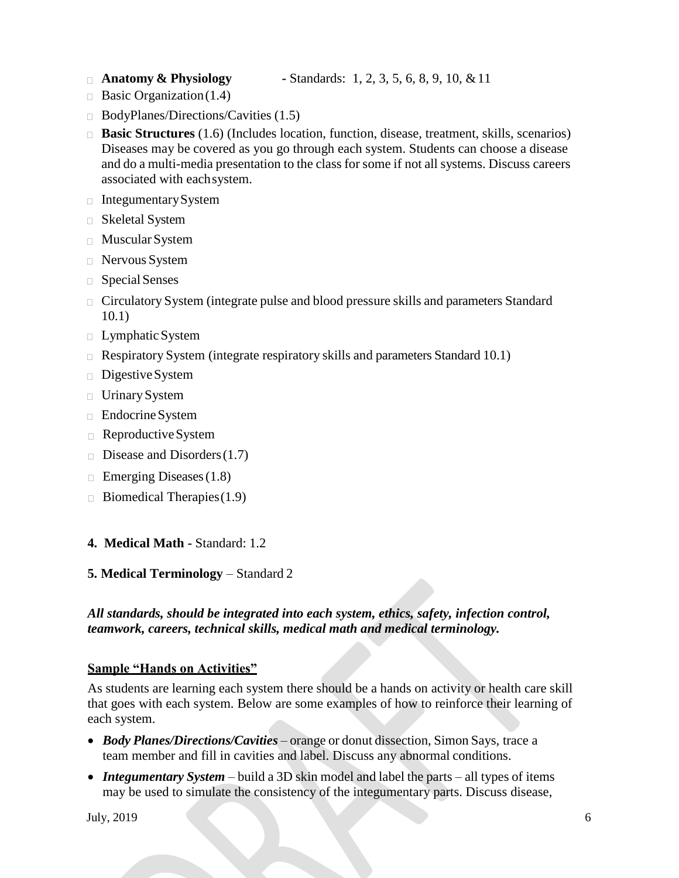- **Anatomy & Physiology** - Standards: 1, 2, 3, 5, 6, 8, 9, 10, & 11
- Basic Organization (1.4)
- BodyPlanes/Directions/Cavities (1.5)
- **Basic Structures** (1.6) (Includes location, function, disease, treatment, skills, scenarios) Diseases may be covered as you go through each system. Students can choose a disease and do a multi-media presentation to the class for some if not all systems. Discuss careers associated with each system.
- Integumentary System
- Skeletal System
- Muscular System
- Nervous System
- Special Senses
- Circulatory System (integrate pulse and blood pressure skills and parameters Standard 10.1)
- Lymphatic System
- Respiratory System (integrate respiratory skills and parameters Standard 10.1)
- Digestive System
- Urinary System
- Endocrine System
- Reproductive System
- Disease and Disorders (1.7)
- Emerging Diseases (1.8)
- Biomedical Therapies (1.9)

**4. Medical Math** - Standard: 1.2

**5. Medical Terminology** – Standard 2

***All standards, should be integrated into each system, ethics, safety, infection control, teamwork, careers, technical skills, medical math and medical terminology.***

**Sample "Hands on Activities"**

As students are learning each system there should be a hands on activity or health care skill that goes with each system. Below are some examples of how to reinforce their learning of each system.

- ***Body Planes/Directions/Cavities*** – orange or donut dissection, Simon Says, trace a team member and fill in cavities and label. Discuss any abnormal conditions.
- ***Integumentary System*** – build a 3D skin model and label the parts – all types of items may be used to simulate the consistency of the integumentary parts. Discuss disease,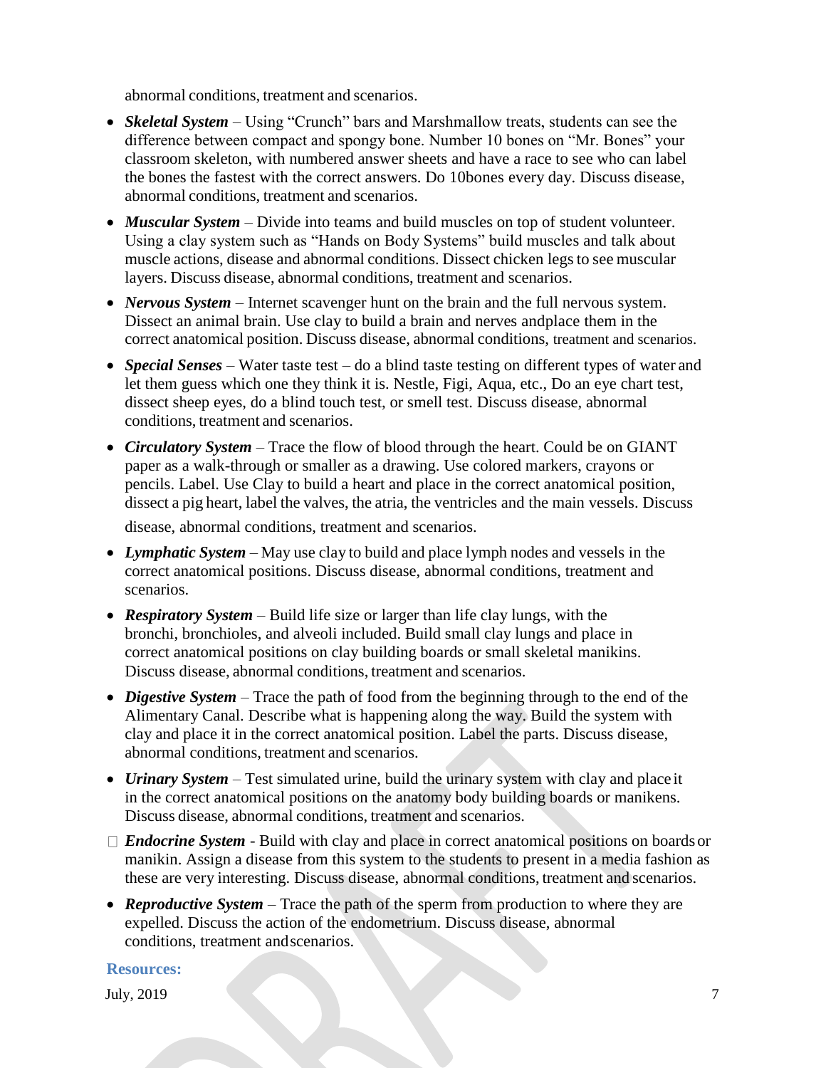abnormal conditions, treatment and scenarios.

- ***Skeletal System*** – Using "Crunch" bars and Marshmallow treats, students can see the difference between compact and spongy bone. Number 10 bones on "Mr. Bones" your classroom skeleton, with numbered answer sheets and have a race to see who can label the bones the fastest with the correct answers. Do 10bones every day. Discuss disease, abnormal conditions, treatment and scenarios.
- ***Muscular System*** – Divide into teams and build muscles on top of student volunteer. Using a clay system such as "Hands on Body Systems" build muscles and talk about muscle actions, disease and abnormal conditions. Dissect chicken legs to see muscular layers. Discuss disease, abnormal conditions, treatment and scenarios.
- ***Nervous System*** – Internet scavenger hunt on the brain and the full nervous system. Dissect an animal brain. Use clay to build a brain and nerves andplace them in the correct anatomical position. Discuss disease, abnormal conditions, treatment and scenarios.
- ***Special Senses*** – Water taste test – do a blind taste testing on different types of water and let them guess which one they think it is. Nestle, Figi, Aqua, etc., Do an eye chart test, dissect sheep eyes, do a blind touch test, or smell test. Discuss disease, abnormal conditions, treatment and scenarios.
- ***Circulatory System*** – Trace the flow of blood through the heart. Could be on GIANT paper as a walk-through or smaller as a drawing. Use colored markers, crayons or pencils. Label. Use Clay to build a heart and place in the correct anatomical position, dissect a pig heart, label the valves, the atria, the ventricles and the main vessels. Discuss disease, abnormal conditions, treatment and scenarios.
- ***Lymphatic System*** – May use clay to build and place lymph nodes and vessels in the correct anatomical positions. Discuss disease, abnormal conditions, treatment and scenarios.
- ***Respiratory System*** – Build life size or larger than life clay lungs, with the bronchi, bronchioles, and alveoli included. Build small clay lungs and place in correct anatomical positions on clay building boards or small skeletal manikins. Discuss disease, abnormal conditions, treatment and scenarios.
- ***Digestive System*** – Trace the path of food from the beginning through to the end of the Alimentary Canal. Describe what is happening along the way. Build the system with clay and place it in the correct anatomical position. Label the parts. Discuss disease, abnormal conditions, treatment and scenarios.
- ***Urinary System*** – Test simulated urine, build the urinary system with clay and place it in the correct anatomical positions on the anatomy body building boards or manikens. Discuss disease, abnormal conditions, treatment and scenarios.
- ***Endocrine System*** - Build with clay and place in correct anatomical positions on boards or manikin. Assign a disease from this system to the students to present in a media fashion as these are very interesting. Discuss disease, abnormal conditions, treatment and scenarios.
- ***Reproductive System*** – Trace the path of the sperm from production to where they are expelled. Discuss the action of the endometrium. Discuss disease, abnormal conditions, treatment andscenarios.

**Resources:**

July, 2019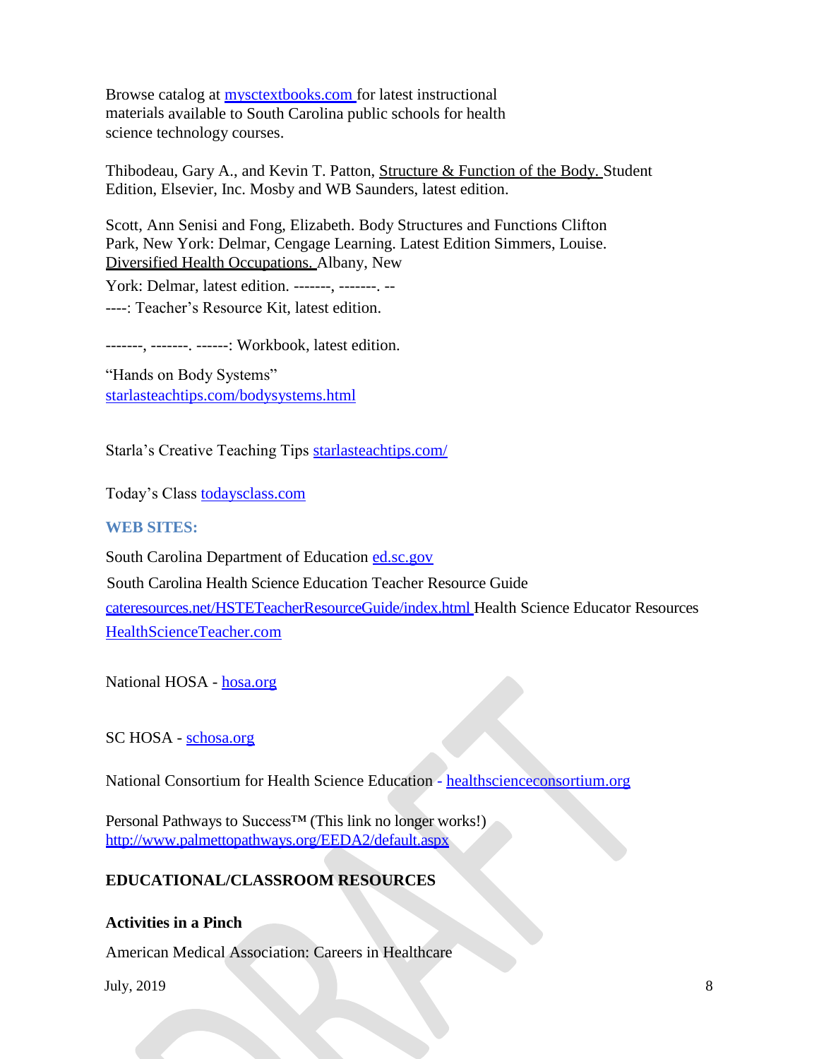Browse catalog at [mysctextbooks.com](mysctextbooks.com) for latest instructional materials available to South Carolina public schools for health science technology courses.

Thibodeau, Gary A., and Kevin T. Patton, Structure & Function of the Body. Student Edition, Elsevier, Inc. Mosby and WB Saunders, latest edition.

Scott, Ann Senisi and Fong, Elizabeth. Body Structures and Functions Clifton Park, New York: Delmar, Cengage Learning. Latest Edition Simmers, Louise. Diversified Health Occupations. Albany, New York: Delmar, latest edition. -------, -------. ------: Teacher's Resource Kit, latest edition.

-------, -------. ------: Workbook, latest edition.

"Hands on Body Systems"
[starlasteachtips.com/bodysystems.html](starlasteachtips.com/bodysystems.html)

Starla's Creative Teaching Tips [starlasteachtips.com/](starlasteachtips.com/)

Today's Class [todaysclass.com](todaysclass.com)

### WEB SITES:

South Carolina Department of Education [ed.sc.gov](ed.sc.gov)

South Carolina Health Science Education Teacher Resource Guide [cateresources.net/HSTETeacherResourceGuide/index.html](cateresources.net/HSTETeacherResourceGuide/index.html) Health Science Educator Resources [HealthScienceTeacher.com](HealthScienceTeacher.com)

National HOSA - [hosa.org](hosa.org)

SC HOSA - [schosa.org](schosa.org)

National Consortium for Health Science Education - [healthscienceconsortium.org](healthscienceconsortium.org)

Personal Pathways to Success™ (This link no longer works!)
[http://www.palmettopathways.org/EEDA2/default.aspx](http://www.palmettopathways.org/EEDA2/default.aspx)

### EDUCATIONAL/CLASSROOM RESOURCES

**Activities in a Pinch**

American Medical Association: Careers in Healthcare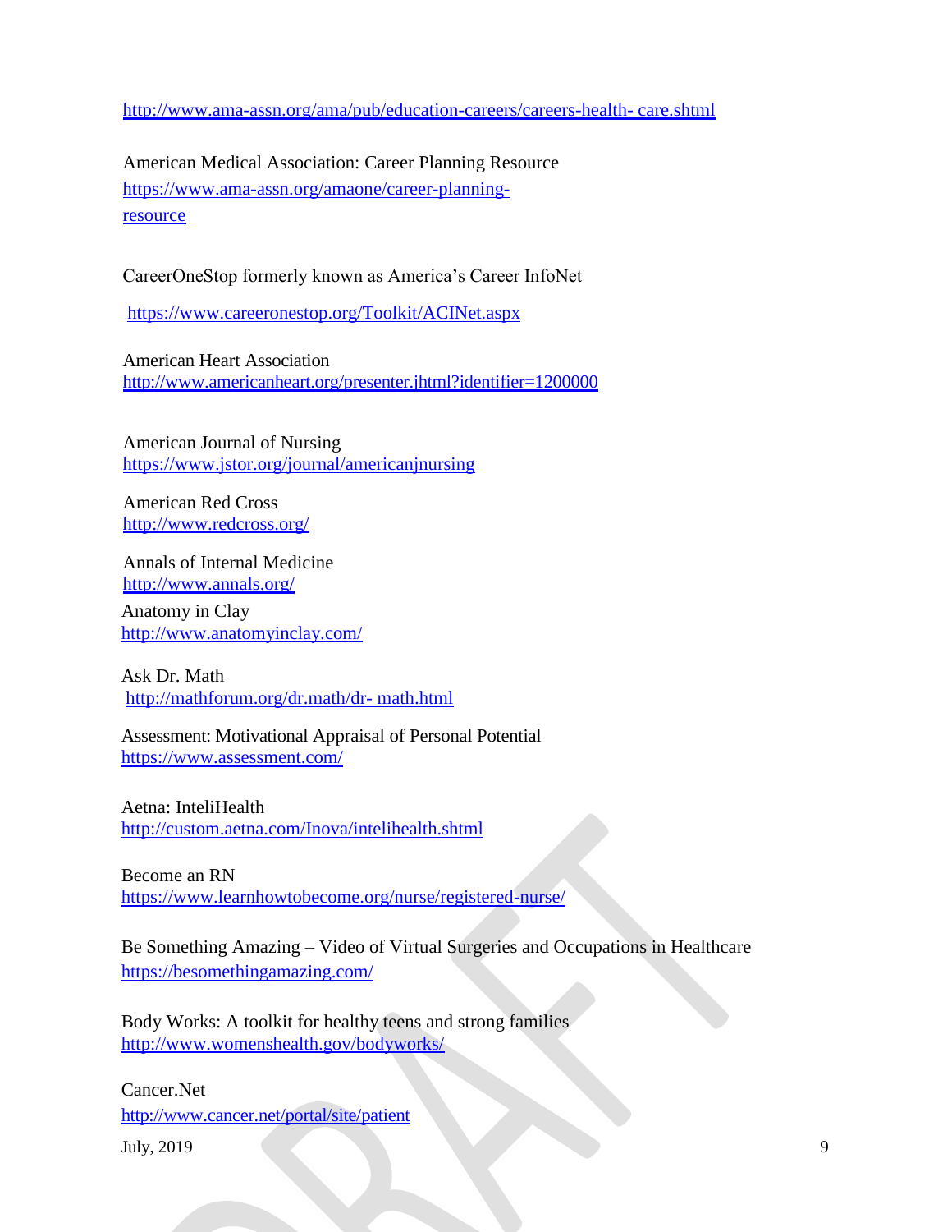http://www.ama-assn.org/ama/pub/education-careers/careers-health- care.shtml

American Medical Association: Career Planning Resource
https://www.ama-assn.org/amaone/career-planning-resource

CareerOneStop formerly known as America's Career InfoNet
https://www.careeronestop.org/Toolkit/ACINet.aspx

American Heart Association
http://www.americanheart.org/presenter.jhtml?identifier=1200000

American Journal of Nursing
https://www.jstor.org/journal/americanjnursing

American Red Cross
http://www.redcross.org/

Annals of Internal Medicine
http://www.annals.org/

Anatomy in Clay
http://www.anatomyinclay.com/

Ask Dr. Math
http://mathforum.org/dr.math/dr- math.html

Assessment: Motivational Appraisal of Personal Potential
https://www.assessment.com/

Aetna: InteliHealth
http://custom.aetna.com/Inova/intelihealth.shtml

Become an RN
https://www.learnhowtobecome.org/nurse/registered-nurse/

Be Something Amazing – Video of Virtual Surgeries and Occupations in Healthcare
https://besomethingamazing.com/

Body Works: A toolkit for healthy teens and strong families
http://www.womenshealth.gov/bodyworks/

Cancer.Net
http://www.cancer.net/portal/site/patient

July, 2019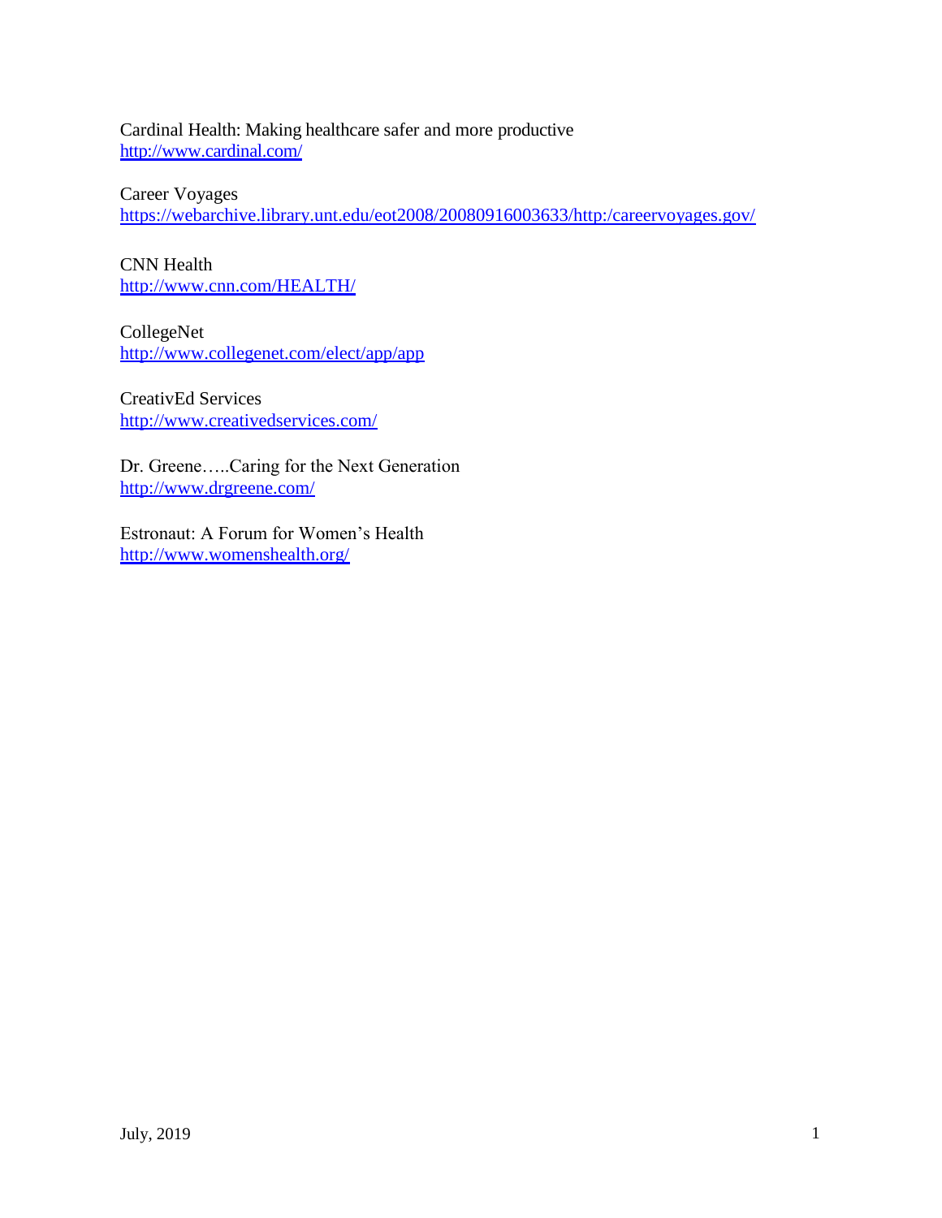Cardinal Health: Making healthcare safer and more productive
http://www.cardinal.com/

Career Voyages
https://webarchive.library.unt.edu/eot2008/20080916003633/http:/careervoyages.gov/

CNN Health
http://www.cnn.com/HEALTH/

CollegeNet
http://www.collegenet.com/elect/app/app

CreativEd Services
http://www.creativedservices.com/

Dr. Greene…..Caring for the Next Generation
http://www.drgreene.com/

Estronaut: A Forum for Women's Health
http://www.womenshealth.org/

July, 2019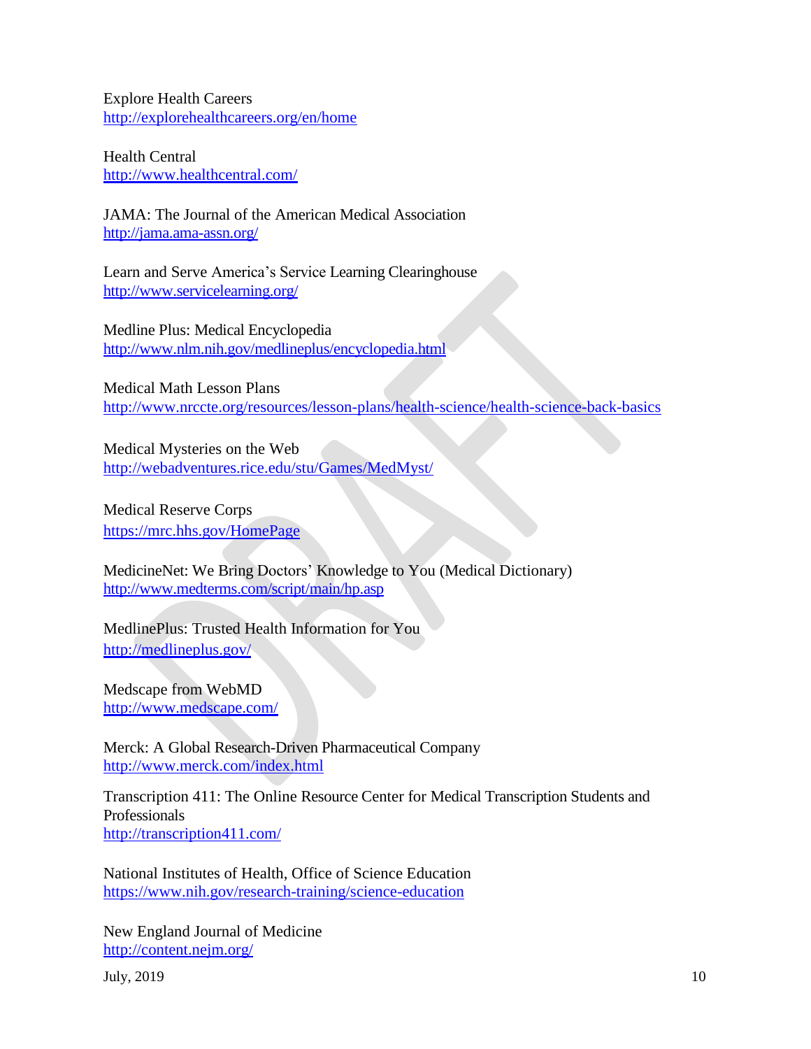Explore Health Careers
http://explorehealthcareers.org/en/home

Health Central
http://www.healthcentral.com/

JAMA: The Journal of the American Medical Association
http://jama.ama-assn.org/

Learn and Serve America's Service Learning Clearinghouse
http://www.servicelearning.org/

Medline Plus: Medical Encyclopedia
http://www.nlm.nih.gov/medlineplus/encyclopedia.html

Medical Math Lesson Plans
http://www.nrccte.org/resources/lesson-plans/health-science/health-science-back-basics

Medical Mysteries on the Web
http://webadventures.rice.edu/stu/Games/MedMyst/

Medical Reserve Corps
https://mrc.hhs.gov/HomePage

MedicineNet: We Bring Doctors' Knowledge to You (Medical Dictionary)
http://www.medterms.com/script/main/hp.asp

MedlinePlus: Trusted Health Information for You
http://medlineplus.gov/

Medscape from WebMD
http://www.medscape.com/

Merck: A Global Research-Driven Pharmaceutical Company
http://www.merck.com/index.html

Transcription 411: The Online Resource Center for Medical Transcription Students and Professionals
http://transcription411.com/

National Institutes of Health, Office of Science Education
https://www.nih.gov/research-training/science-education

New England Journal of Medicine
http://content.nejm.org/

July, 2019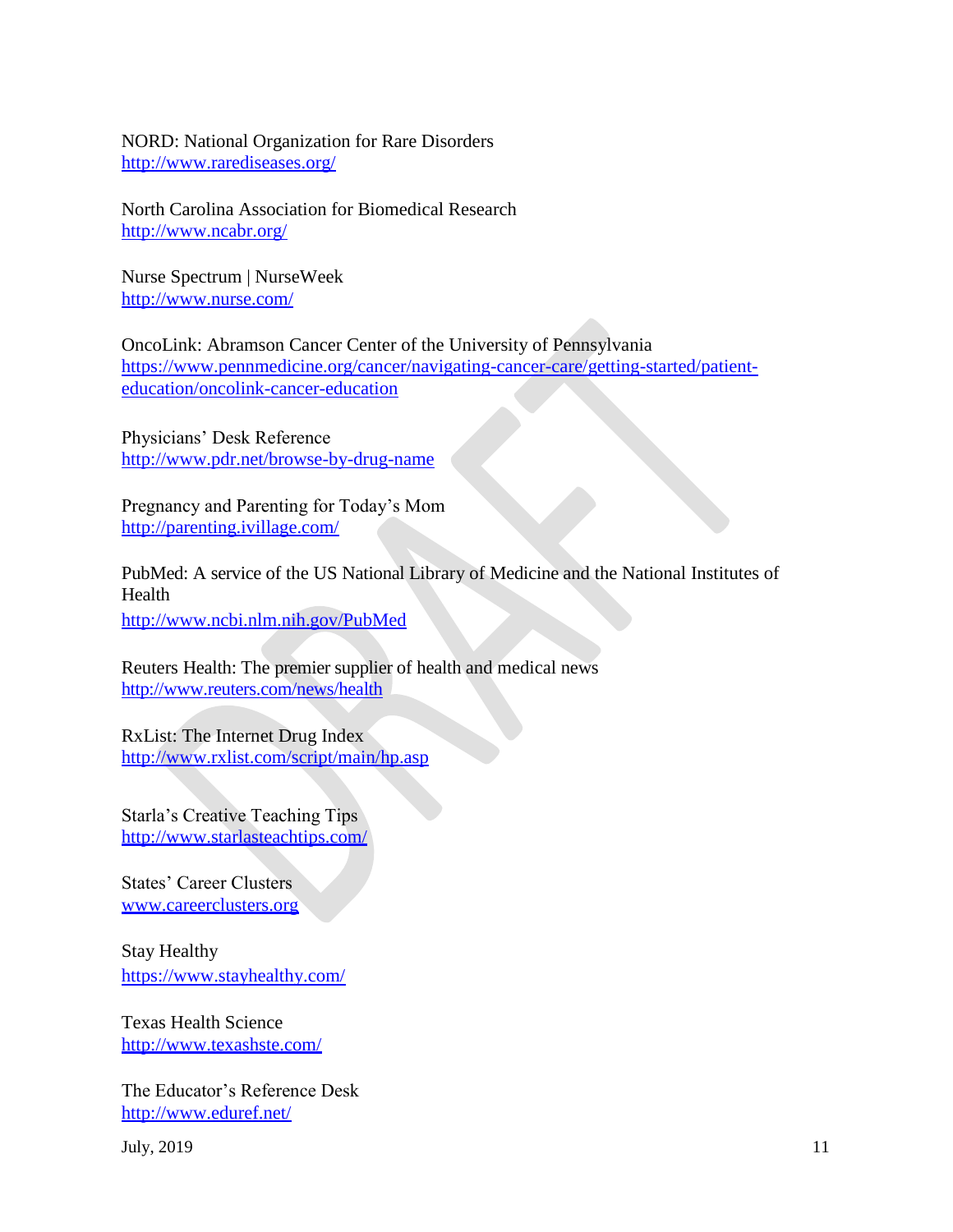NORD: National Organization for Rare Disorders
http://www.rarediseases.org/

North Carolina Association for Biomedical Research
http://www.ncabr.org/

Nurse Spectrum | NurseWeek
http://www.nurse.com/

OncoLink: Abramson Cancer Center of the University of Pennsylvania
https://www.pennmedicine.org/cancer/navigating-cancer-care/getting-started/patient-education/oncolink-cancer-education

Physicians' Desk Reference
http://www.pdr.net/browse-by-drug-name

Pregnancy and Parenting for Today's Mom
http://parenting.ivillage.com/

PubMed: A service of the US National Library of Medicine and the National Institutes of Health
http://www.ncbi.nlm.nih.gov/PubMed

Reuters Health: The premier supplier of health and medical news
http://www.reuters.com/news/health

RxList: The Internet Drug Index
http://www.rxlist.com/script/main/hp.asp

Starla's Creative Teaching Tips
http://www.starlasteachtips.com/

States' Career Clusters
www.careerclusters.org

Stay Healthy
https://www.stayhealthy.com/

Texas Health Science
http://www.texashste.com/

The Educator's Reference Desk
http://www.eduref.net/

July, 2019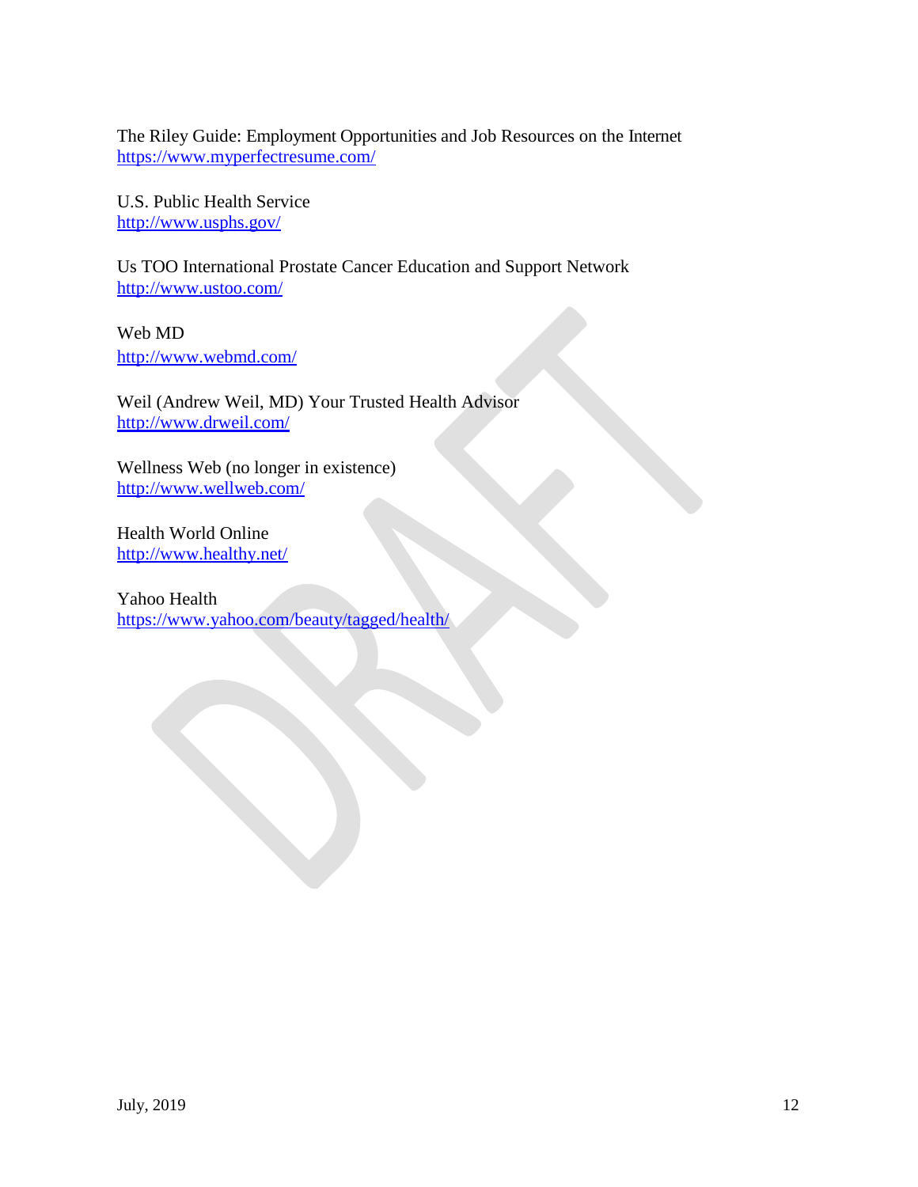The Riley Guide: Employment Opportunities and Job Resources on the Internet
https://www.myperfectresume.com/

U.S. Public Health Service
http://www.usphs.gov/

Us TOO International Prostate Cancer Education and Support Network
http://www.ustoo.com/

Web MD
http://www.webmd.com/

Weil (Andrew Weil, MD) Your Trusted Health Advisor
http://www.drweil.com/

Wellness Web (no longer in existence)
http://www.wellweb.com/

Health World Online
http://www.healthy.net/

Yahoo Health
https://www.yahoo.com/beauty/tagged/health/